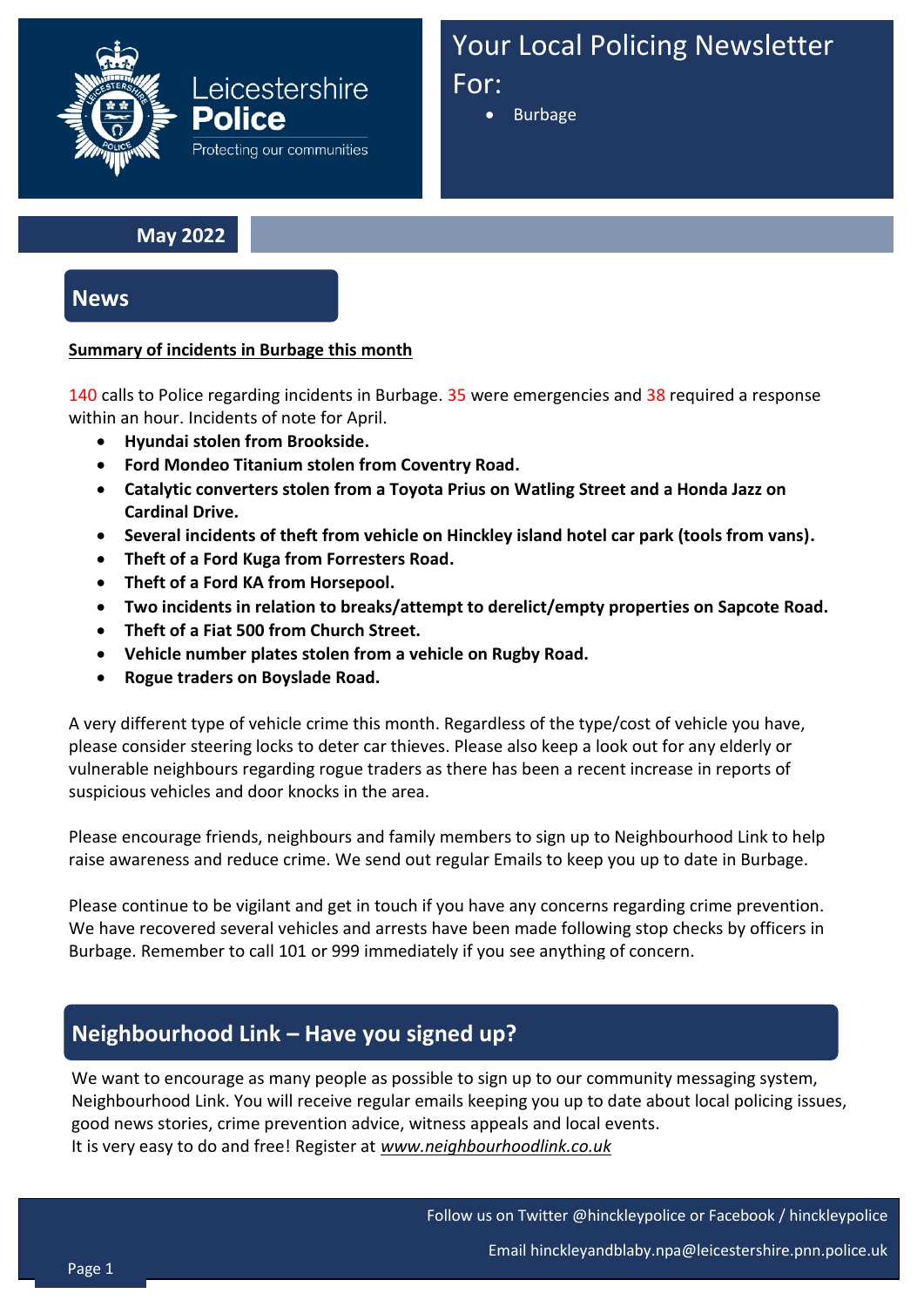Leicestershire **Police**

Protecting our communities

# Your Local Policing Newsletter For:

- Burbage

**May 2022**

## News

**Summary of incidents in Burbage this month**

140 calls to Police regarding incidents in Burbage. 35 were emergencies and 38 required a response within an hour. Incidents of note for April.

- **Hyundai stolen from Brookside.**
- **Ford Mondeo Titanium stolen from Coventry Road.**
- **Catalytic converters stolen from a Toyota Prius on Watling Street and a Honda Jazz on Cardinal Drive.**
- **Several incidents of theft from vehicle on Hinckley island hotel car park (tools from vans).**
- **Theft of a Ford Kuga from Forresters Road.**
- **Theft of a Ford KA from Horsepool.**
- **Two incidents in relation to breaks/attempt to derelict/empty properties on Sapcote Road.**
- **Theft of a Fiat 500 from Church Street.**
- **Vehicle number plates stolen from a vehicle on Rugby Road.**
- **Rogue traders on Boyslade Road.**

A very different type of vehicle crime this month. Regardless of the type/cost of vehicle you have, please consider steering locks to deter car thieves. Please also keep a look out for any elderly or vulnerable neighbours regarding rogue traders as there has been a recent increase in reports of suspicious vehicles and door knocks in the area.

Please encourage friends, neighbours and family members to sign up to Neighbourhood Link to help raise awareness and reduce crime. We send out regular Emails to keep you up to date in Burbage.

Please continue to be vigilant and get in touch if you have any concerns regarding crime prevention. We have recovered several vehicles and arrests have been made following stop checks by officers in Burbage. Remember to call 101 or 999 immediately if you see anything of concern.

## Neighbourhood Link – Have you signed up?

We want to encourage as many people as possible to sign up to our community messaging system, Neighbourhood Link. You will receive regular emails keeping you up to date about local policing issues, good news stories, crime prevention advice, witness appeals and local events.
It is very easy to do and free! Register at *www.neighbourhoodlink.co.uk*

Follow us on Twitter @hinckleypolice or Facebook / hinckleypolice

Email hinckleyandblaby.npa@leicestershire.pnn.police.uk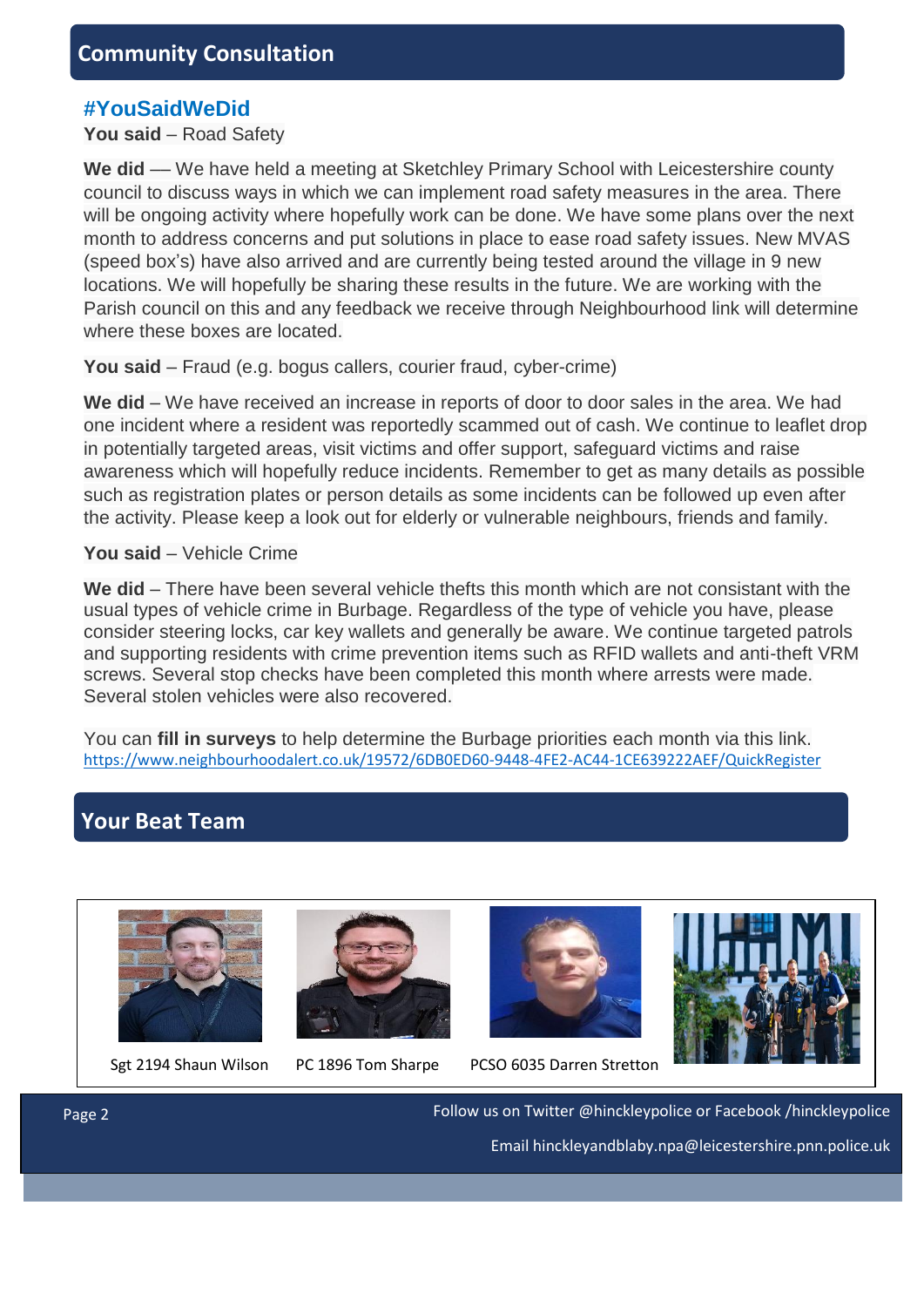## Community Consultation

### #YouSaidWeDid

**You said** – Road Safety

**We did** –– We have held a meeting at Sketchley Primary School with Leicestershire county council to discuss ways in which we can implement road safety measures in the area. There will be ongoing activity where hopefully work can be done. We have some plans over the next month to address concerns and put solutions in place to ease road safety issues. New MVAS (speed box's) have also arrived and are currently being tested around the village in 9 new locations. We will hopefully be sharing these results in the future. We are working with the Parish council on this and any feedback we receive through Neighbourhood link will determine where these boxes are located.

**You said** – Fraud (e.g. bogus callers, courier fraud, cyber-crime)

**We did** – We have received an increase in reports of door to door sales in the area. We had one incident where a resident was reportedly scammed out of cash. We continue to leaflet drop in potentially targeted areas, visit victims and offer support, safeguard victims and raise awareness which will hopefully reduce incidents. Remember to get as many details as possible such as registration plates or person details as some incidents can be followed up even after the activity. Please keep a look out for elderly or vulnerable neighbours, friends and family.

**You said** – Vehicle Crime

**We did** – There have been several vehicle thefts this month which are not consistant with the usual types of vehicle crime in Burbage. Regardless of the type of vehicle you have, please consider steering locks, car key wallets and generally be aware. We continue targeted patrols and supporting residents with crime prevention items such as RFID wallets and anti-theft VRM screws. Several stop checks have been completed this month where arrests were made. Several stolen vehicles were also recovered.

You can **fill in surveys** to help determine the Burbage priorities each month via this link.
https://www.neighbourhoodalert.co.uk/19572/6DB0ED60-9448-4FE2-AC44-1CE639222AEF/QuickRegister

## Your Beat Team

Sgt 2194 Shaun Wilson

PC 1896 Tom Sharpe

PCSO 6035 Darren Stretton

Follow us on Twitter @hinckleypolice or Facebook /hinckleypolice

Email hinckleyandblaby.npa@leicestershire.pnn.police.uk